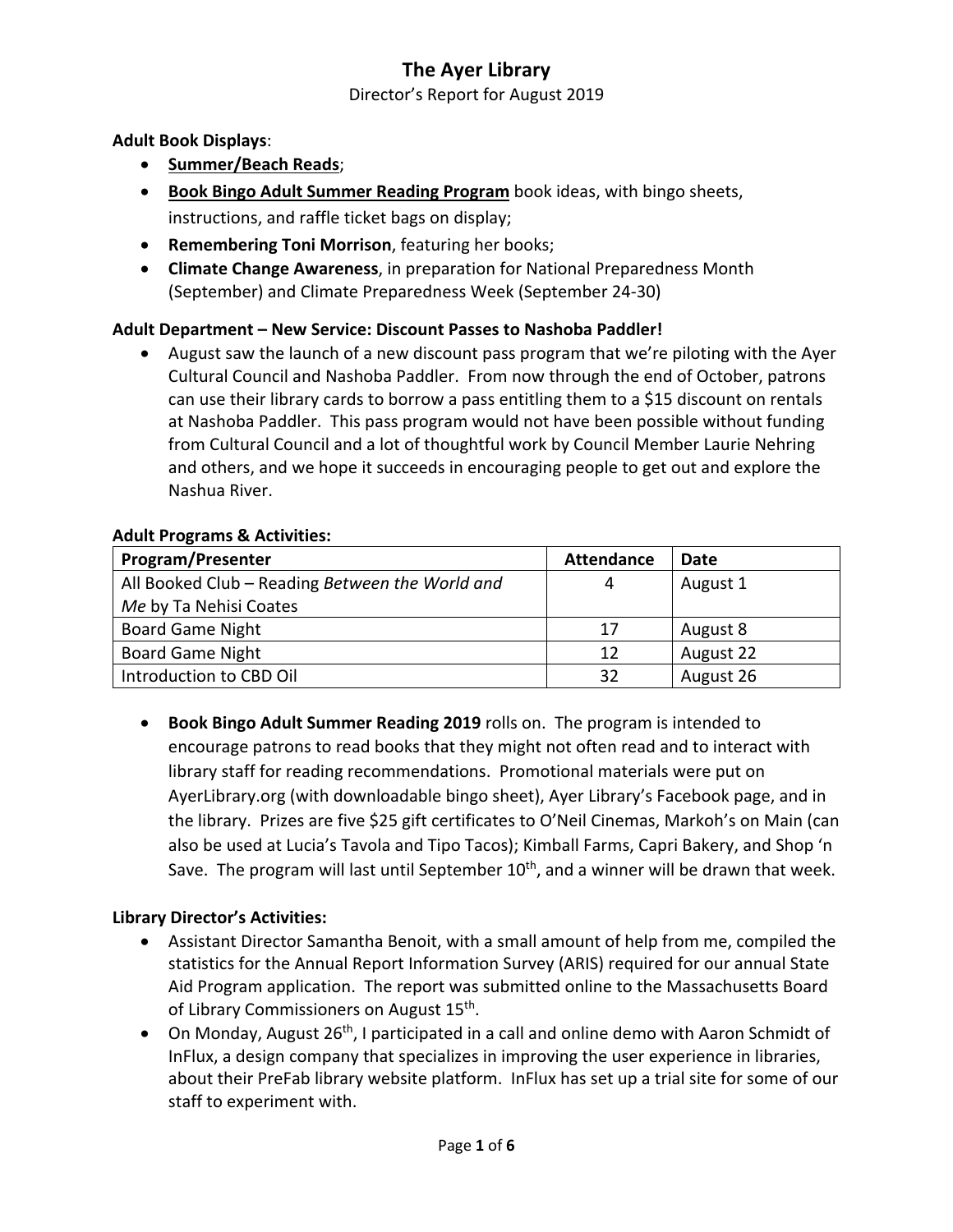# The Ayer Library

Director's Report for August 2019

**Adult Book Displays**:

- **Summer/Beach Reads**;
- **Book Bingo Adult Summer Reading Program** book ideas, with bingo sheets, instructions, and raffle ticket bags on display;
- **Remembering Toni Morrison**, featuring her books;
- **Climate Change Awareness**, in preparation for National Preparedness Month (September) and Climate Preparedness Week (September 24-30)

**Adult Department – New Service: Discount Passes to Nashoba Paddler!**

- August saw the launch of a new discount pass program that we're piloting with the Ayer Cultural Council and Nashoba Paddler. From now through the end of October, patrons can use their library cards to borrow a pass entitling them to a $15 discount on rentals at Nashoba Paddler. This pass program would not have been possible without funding from Cultural Council and a lot of thoughtful work by Council Member Laurie Nehring and others, and we hope it succeeds in encouraging people to get out and explore the Nashua River.

**Adult Programs & Activities:**

| Program/Presenter | Attendance | Date |
|---|---|---|
| All Booked Club – Reading *Between the World and Me* by Ta Nehisi Coates | 4 | August 1 |
| Board Game Night | 17 | August 8 |
| Board Game Night | 12 | August 22 |
| Introduction to CBD Oil | 32 | August 26 |

- **Book Bingo Adult Summer Reading 2019** rolls on. The program is intended to encourage patrons to read books that they might not often read and to interact with library staff for reading recommendations. Promotional materials were put on AyerLibrary.org (with downloadable bingo sheet), Ayer Library's Facebook page, and in the library. Prizes are five $25 gift certificates to O'Neil Cinemas, Markoh's on Main (can also be used at Lucia's Tavola and Tipo Tacos); Kimball Farms, Capri Bakery, and Shop 'n Save. The program will last until September 10th, and a winner will be drawn that week.

**Library Director's Activities:**

- Assistant Director Samantha Benoit, with a small amount of help from me, compiled the statistics for the Annual Report Information Survey (ARIS) required for our annual State Aid Program application. The report was submitted online to the Massachusetts Board of Library Commissioners on August 15th.
- On Monday, August 26th, I participated in a call and online demo with Aaron Schmidt of InFlux, a design company that specializes in improving the user experience in libraries, about their PreFab library website platform. InFlux has set up a trial site for some of our staff to experiment with.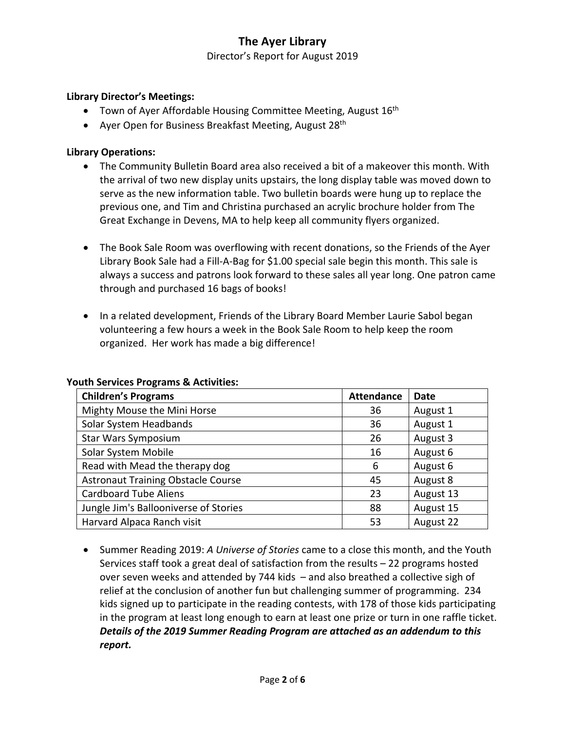# The Ayer Library

Director's Report for August 2019

**Library Director's Meetings:**

- Town of Ayer Affordable Housing Committee Meeting, August 16th
- Ayer Open for Business Breakfast Meeting, August 28th

**Library Operations:**

- The Community Bulletin Board area also received a bit of a makeover this month. With the arrival of two new display units upstairs, the long display table was moved down to serve as the new information table. Two bulletin boards were hung up to replace the previous one, and Tim and Christina purchased an acrylic brochure holder from The Great Exchange in Devens, MA to help keep all community flyers organized.

- The Book Sale Room was overflowing with recent donations, so the Friends of the Ayer Library Book Sale had a Fill-A-Bag for $1.00 special sale begin this month. This sale is always a success and patrons look forward to these sales all year long. One patron came through and purchased 16 bags of books!

- In a related development, Friends of the Library Board Member Laurie Sabol began volunteering a few hours a week in the Book Sale Room to help keep the room organized. Her work has made a big difference!

**Youth Services Programs & Activities:**

| Children's Programs | Attendance | Date |
|---|---|---|
| Mighty Mouse the Mini Horse | 36 | August 1 |
| Solar System Headbands | 36 | August 1 |
| Star Wars Symposium | 26 | August 3 |
| Solar System Mobile | 16 | August 6 |
| Read with Mead the therapy dog | 6 | August 6 |
| Astronaut Training Obstacle Course | 45 | August 8 |
| Cardboard Tube Aliens | 23 | August 13 |
| Jungle Jim's Ballooniverse of Stories | 88 | August 15 |
| Harvard Alpaca Ranch visit | 53 | August 22 |

- Summer Reading 2019: *A Universe of Stories* came to a close this month, and the Youth Services staff took a great deal of satisfaction from the results – 22 programs hosted over seven weeks and attended by 744 kids – and also breathed a collective sigh of relief at the conclusion of another fun but challenging summer of programming. 234 kids signed up to participate in the reading contests, with 178 of those kids participating in the program at least long enough to earn at least one prize or turn in one raffle ticket. ***Details of the 2019 Summer Reading Program are attached as an addendum to this report.***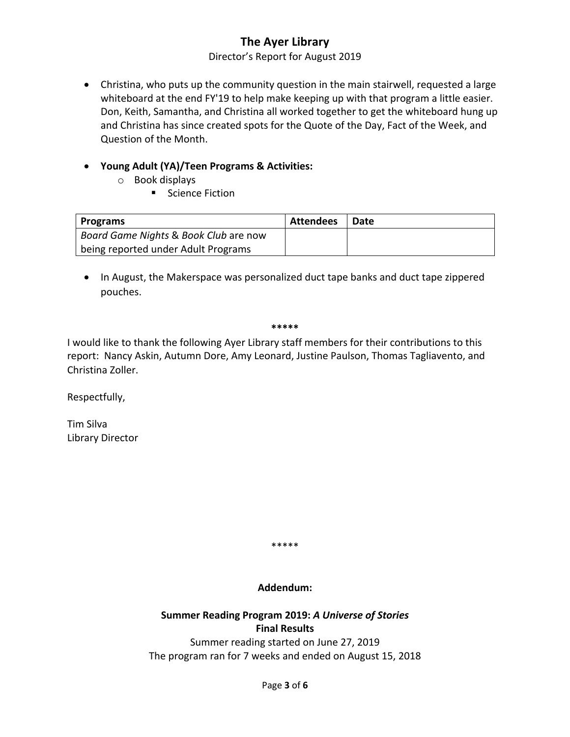- Christina, who puts up the community question in the main stairwell, requested a large whiteboard at the end FY'19 to help make keeping up with that program a little easier. Don, Keith, Samantha, and Christina all worked together to get the whiteboard hung up and Christina has since created spots for the Quote of the Day, Fact of the Week, and Question of the Month.

- **Young Adult (YA)/Teen Programs & Activities:**
  - Book displays
    - Science Fiction

| Programs | Attendees | Date |
| --- | --- | --- |
| *Board Game Nights* & *Book Club* are now being reported under Adult Programs | | |

- In August, the Makerspace was personalized duct tape banks and duct tape zippered pouches.

**\*\*\*\*\***

I would like to thank the following Ayer Library staff members for their contributions to this report: Nancy Askin, Autumn Dore, Amy Leonard, Justine Paulson, Thomas Tagliavento, and Christina Zoller.

Respectfully,

Tim Silva
Library Director

\*\*\*\*\*

**Addendum:**

**Summer Reading Program 2019: *A Universe of Stories***
**Final Results**

Summer reading started on June 27, 2019
The program ran for 7 weeks and ended on August 15, 2018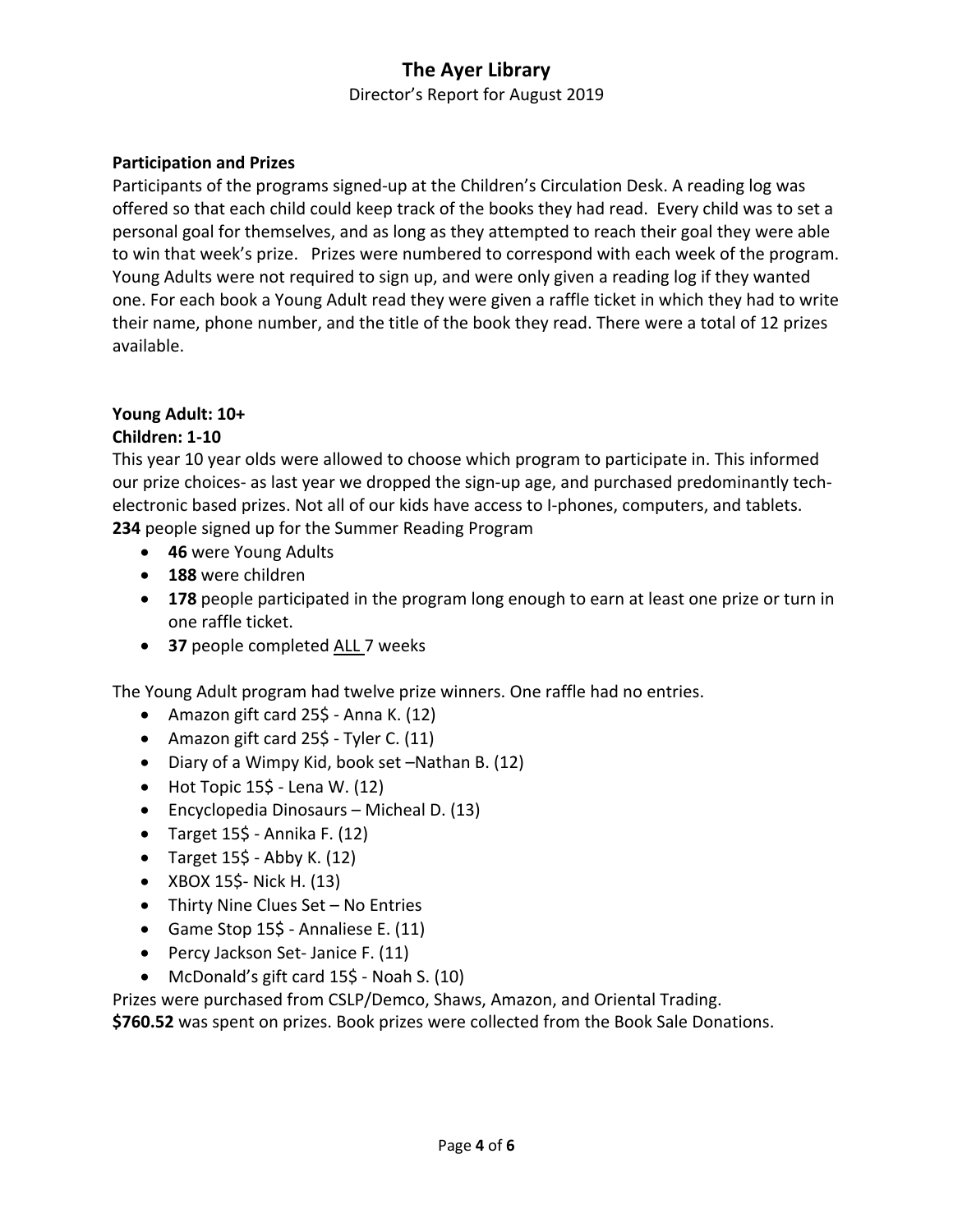## Participation and Prizes

Participants of the programs signed-up at the Children's Circulation Desk. A reading log was offered so that each child could keep track of the books they had read. Every child was to set a personal goal for themselves, and as long as they attempted to reach their goal they were able to win that week's prize. Prizes were numbered to correspond with each week of the program. Young Adults were not required to sign up, and were only given a reading log if they wanted one. For each book a Young Adult read they were given a raffle ticket in which they had to write their name, phone number, and the title of the book they read. There were a total of 12 prizes available.

**Young Adult: 10+**
**Children: 1-10**

This year 10 year olds were allowed to choose which program to participate in. This informed our prize choices- as last year we dropped the sign-up age, and purchased predominantly tech-electronic based prizes. Not all of our kids have access to I-phones, computers, and tablets.
**234** people signed up for the Summer Reading Program

- **46** were Young Adults
- **188** were children
- **178** people participated in the program long enough to earn at least one prize or turn in one raffle ticket.
- **37** people completed <u>ALL</u> 7 weeks

The Young Adult program had twelve prize winners. One raffle had no entries.

- Amazon gift card 25$ - Anna K. (12)
- Amazon gift card 25$ - Tyler C. (11)
- Diary of a Wimpy Kid, book set –Nathan B. (12)
- Hot Topic 15$ - Lena W. (12)
- Encyclopedia Dinosaurs – Micheal D. (13)
- Target 15$ - Annika F. (12)
- Target 15$ - Abby K. (12)
- XBOX 15$- Nick H. (13)
- Thirty Nine Clues Set – No Entries
- Game Stop 15$ - Annaliese E. (11)
- Percy Jackson Set- Janice F. (11)
- McDonald's gift card 15$ - Noah S. (10)

Prizes were purchased from CSLP/Demco, Shaws, Amazon, and Oriental Trading.
**$760.52** was spent on prizes. Book prizes were collected from the Book Sale Donations.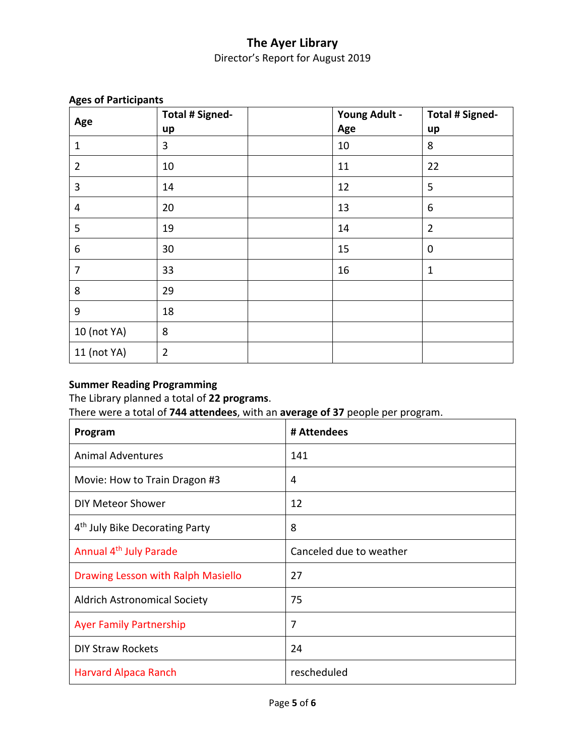# The Ayer Library

Director's Report for August 2019

**Ages of Participants**

| Age | Total # Signed-up | | Young Adult - Age | Total # Signed-up |
|---|---|---|---|---|
| 1 | 3 | | 10 | 8 |
| 2 | 10 | | 11 | 22 |
| 3 | 14 | | 12 | 5 |
| 4 | 20 | | 13 | 6 |
| 5 | 19 | | 14 | 2 |
| 6 | 30 | | 15 | 0 |
| 7 | 33 | | 16 | 1 |
| 8 | 29 | | | |
| 9 | 18 | | | |
| 10 (not YA) | 8 | | | |
| 11 (not YA) | 2 | | | |

**Summer Reading Programming**

The Library planned a total of **22 programs**.
There were a total of **744 attendees**, with an **average of 37** people per program.

| Program | # Attendees |
|---|---|
| Animal Adventures | 141 |
| Movie: How to Train Dragon #3 | 4 |
| DIY Meteor Shower | 12 |
| 4th July Bike Decorating Party | 8 |
| Annual 4th July Parade | Canceled due to weather |
| Drawing Lesson with Ralph Masiello | 27 |
| Aldrich Astronomical Society | 75 |
| Ayer Family Partnership | 7 |
| DIY Straw Rockets | 24 |
| Harvard Alpaca Ranch | rescheduled |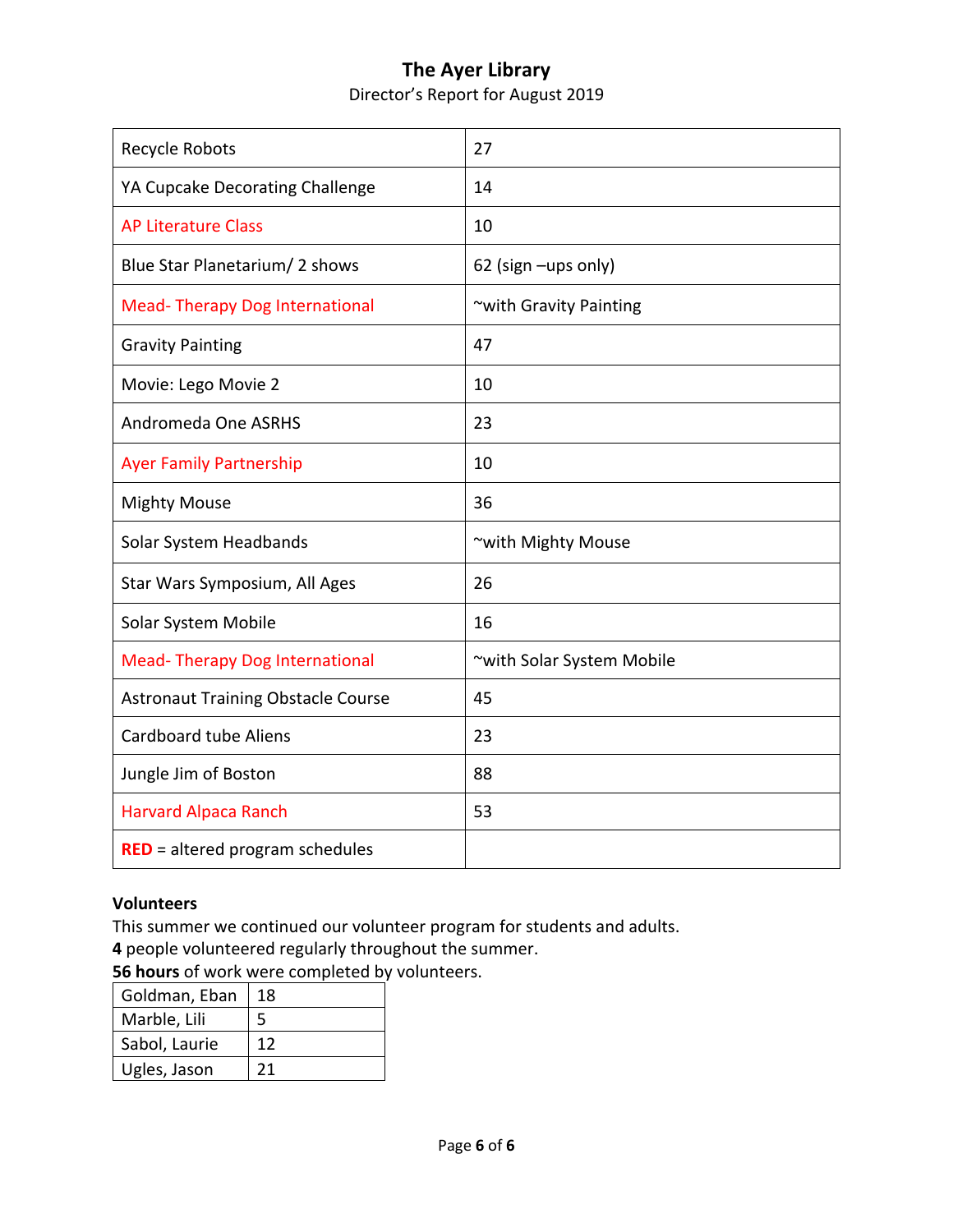# The Ayer Library

Director's Report for August 2019

| | |
|---|---|
| Recycle Robots | 27 |
| YA Cupcake Decorating Challenge | 14 |
| AP Literature Class | 10 |
| Blue Star Planetarium/ 2 shows | 62 (sign –ups only) |
| Mead- Therapy Dog International | ~with Gravity Painting |
| Gravity Painting | 47 |
| Movie: Lego Movie 2 | 10 |
| Andromeda One ASRHS | 23 |
| Ayer Family Partnership | 10 |
| Mighty Mouse | 36 |
| Solar System Headbands | ~with Mighty Mouse |
| Star Wars Symposium, All Ages | 26 |
| Solar System Mobile | 16 |
| Mead- Therapy Dog International | ~with Solar System Mobile |
| Astronaut Training Obstacle Course | 45 |
| Cardboard tube Aliens | 23 |
| Jungle Jim of Boston | 88 |
| Harvard Alpaca Ranch | 53 |
| **RED** = altered program schedules | |

**Volunteers**

This summer we continued our volunteer program for students and adults.

**4** people volunteered regularly throughout the summer.

**56 hours** of work were completed by volunteers.

| | |
|---|---|
| Goldman, Eban | 18 |
| Marble, Lili | 5 |
| Sabol, Laurie | 12 |
| Ugles, Jason | 21 |